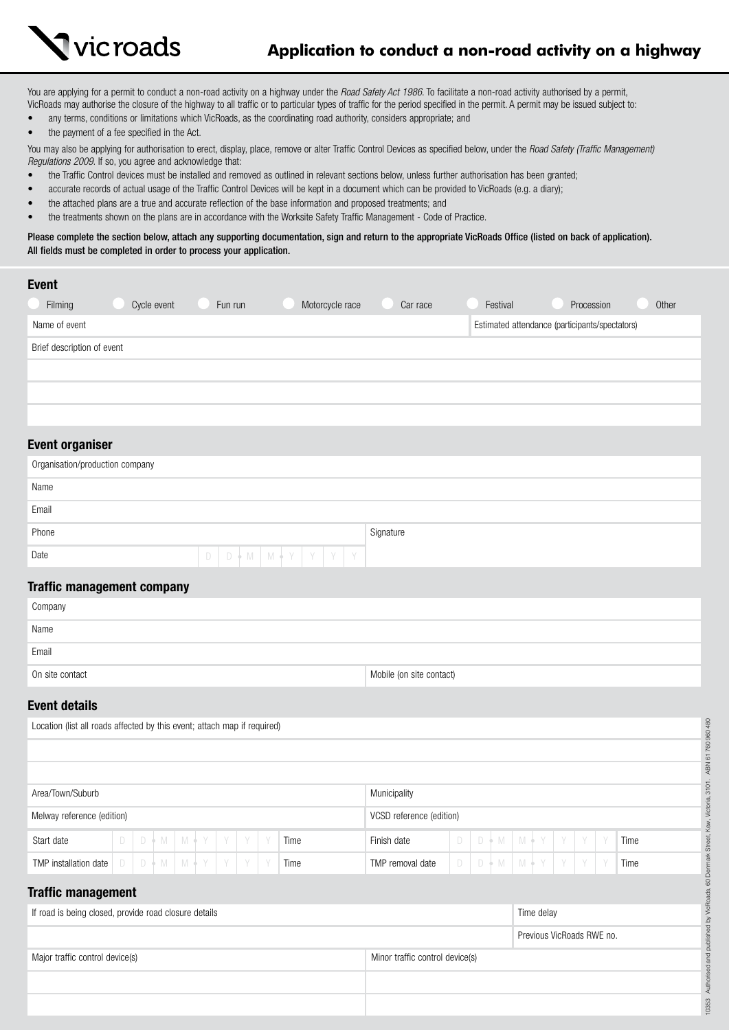vicroads

# Application to conduct a non-road activity on a highway

You are applying for a permit to conduct a non-road activity on a highway under the *Road Safety Act 1986*. To facilitate a non-road activity authorised by a permit, VicRoads may authorise the closure of the highway to all traffic or to particular types of traffic for the period specified in the permit. A permit may be issued subject to:

- any terms, conditions or limitations which VicRoads, as the coordinating road authority, considers appropriate; and
- the payment of a fee specified in the Act.

You may also be applying for authorisation to erect, display, place, remove or alter Traffic Control Devices as specified below, under the *Road Safety (Traffic Management) Regulations 2009*. If so, you agree and acknowledge that:

- the Traffic Control devices must be installed and removed as outlined in relevant sections below, unless further authorisation has been granted;
- accurate records of actual usage of the Traffic Control Devices will be kept in a document which can be provided to VicRoads (e.g. a diary);
- the attached plans are a true and accurate reflection of the base information and proposed treatments; and
- the treatments shown on the plans are in accordance with the Worksite Safety Traffic Management - Code of Practice.

**Please complete the section below, attach any supporting documentation, sign and return to the appropriate VicRoads Office (listed on back of application). All fields must be completed in order to process your application.**

## Event

○ Filming ○ Cycle event ○ Fun run ○ Motorcycle race ○ Car race ○ Festival ○ Procession ○ Other

| Name of event | Estimated attendance (participants/spectators) |
|---|---|
| Brief description of event | |
| | |
| | |
| | |

## Event organiser

| Organisation/production company | |
|---|---|
| Name | |
| Email | |
| Phone | Signature |
| Date D D M M Y Y Y Y | |

## Traffic management company

| Company | |
|---|---|
| Name | |
| Email | |
| On site contact | Mobile (on site contact) |

## Event details

| Location (list all roads affected by this event; attach map if required) | | | | | |
|---|---|---|---|---|---|
| | | | | | |
| | | | | | |
| Area/Town/Suburb | | | Municipality | | |
| Melway reference (edition) | | | VCSD reference (edition) | | |
| Start date | D D M M Y Y Y Y | Time | Finish date | D D M M Y Y Y Y | Time |
| TMP installation date | D D M M Y Y Y Y | Time | TMP removal date | D D M M Y Y Y Y | Time |

## Traffic management

| If road is being closed, provide road closure details | | Time delay |
|---|---|---|
| | | Previous VicRoads RWE no. |
| Major traffic control device(s) | Minor traffic control device(s) | |
| | | |
| | | |

10353 Authorised and published by VicRoads, 60 Denmark Street, Kew, Victoria, 3101. ABN 61 760 960 480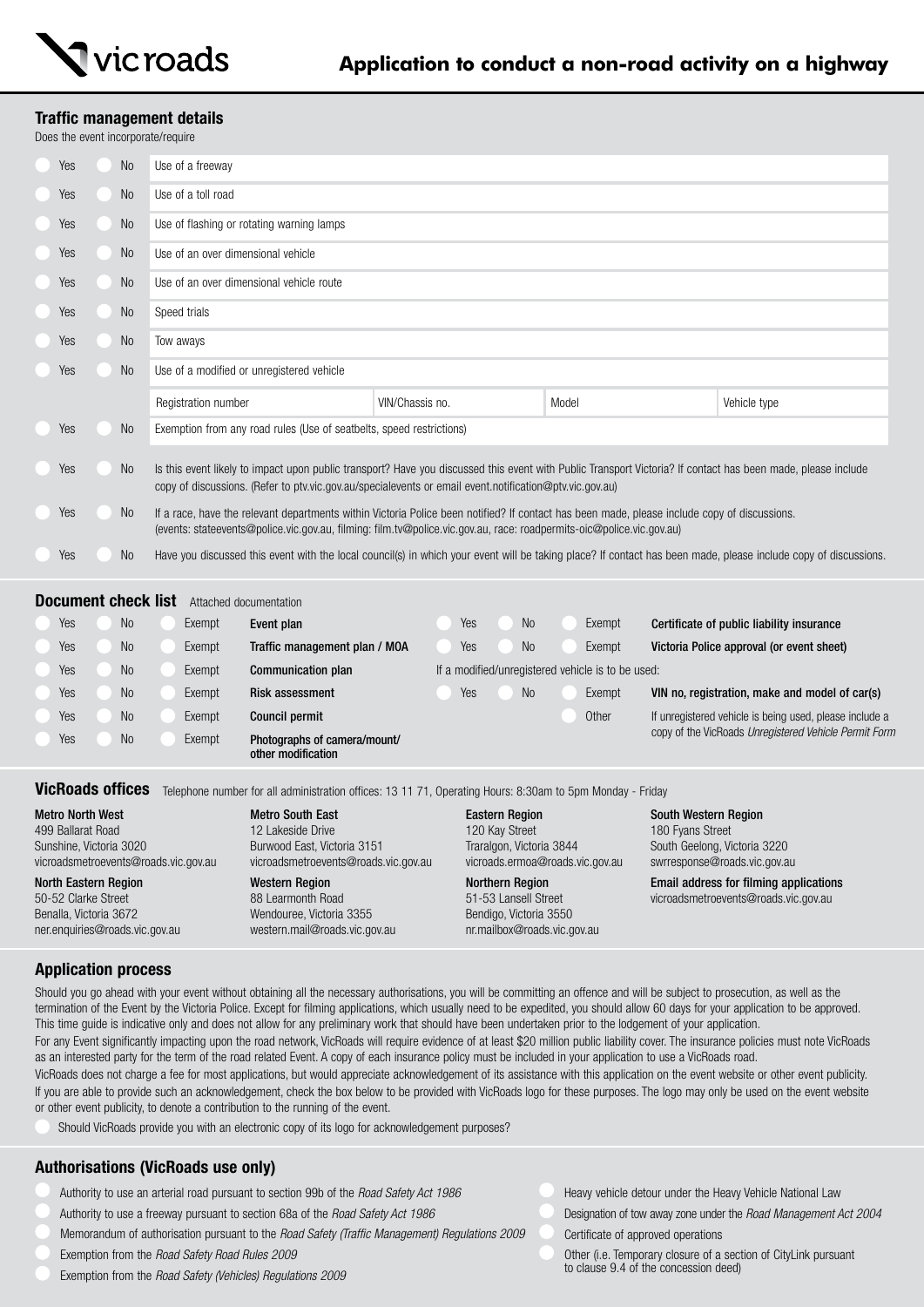# Application to conduct a non-road activity on a highway

## Traffic management details

Does the event incorporate/require

| | | |
|---|---|---|
| Yes | No | Use of a freeway |
| Yes | No | Use of a toll road |
| Yes | No | Use of flashing or rotating warning lamps |
| Yes | No | Use of an over dimensional vehicle |
| Yes | No | Use of an over dimensional vehicle route |
| Yes | No | Speed trials |
| Yes | No | Tow aways |
| Yes | No | Use of a modified or unregistered vehicle |

| Registration number | VIN/Chassis no. | Model | Vehicle type |
|---|---|---|---|
| | | | |

| | | |
|---|---|---|
| Yes | No | Exemption from any road rules (Use of seatbelts, speed restrictions) |
| Yes | No | Is this event likely to impact upon public transport? Have you discussed this event with Public Transport Victoria? If contact has been made, please include copy of discussions. (Refer to ptv.vic.gov.au/specialevents or email event.notification@ptv.vic.gov.au) |
| Yes | No | If a race, have the relevant departments within Victoria Police been notified? If contact has been made, please include copy of discussions. (events: stateevents@police.vic.gov.au, filming: film.tv@police.vic.gov.au, race: roadpermits-oic@police.vic.gov.au) |
| Yes | No | Have you discussed this event with the local council(s) in which your event will be taking place? If contact has been made, please include copy of discussions. |

## Document check list

Attached documentation

| | | | |
|---|---|---|---|
| Yes | No | Exempt | **Event plan** |
| Yes | No | Exempt | **Traffic management plan / MOA** |
| Yes | No | Exempt | **Communication plan** |
| Yes | No | Exempt | **Risk assessment** |
| Yes | No | Exempt | **Council permit** |
| Yes | No | Exempt | **Photographs of camera/mount/ other modification** |
| Yes | No | Exempt | **Certificate of public liability insurance** |
| Yes | No | Exempt | **Victoria Police approval (or event sheet)** |

If a modified/unregistered vehicle is to be used:

| | | | |
|---|---|---|---|
| Yes | No | Exempt | **VIN no, registration, make and model of car(s)** |
| | | Other | If unregistered vehicle is being used, please include a copy of the VicRoads *Unregistered Vehicle Permit Form* |

## VicRoads offices

Telephone number for all administration offices: 13 11 71, Operating Hours: 8:30am to 5pm Monday - Friday

**Metro North West**
499 Ballarat Road
Sunshine, Victoria 3020
vicroadsmetroevents@roads.vic.gov.au

**North Eastern Region**
50-52 Clarke Street
Benalla, Victoria 3672
ner.enquiries@roads.vic.gov.au

**Metro South East**
12 Lakeside Drive
Burwood East, Victoria 3151
vicroadsmetroevents@roads.vic.gov.au

**Western Region**
88 Learmonth Road
Wendouree, Victoria 3355
western.mail@roads.vic.gov.au

**Eastern Region**
120 Kay Street
Traralgon, Victoria 3844
vicroads.ermoa@roads.vic.gov.au

**Northern Region**
51-53 Lansell Street
Bendigo, Victoria 3550
nr.mailbox@roads.vic.gov.au

**South Western Region**
180 Fyans Street
South Geelong, Victoria 3220
swrresponse@roads.vic.gov.au

**Email address for filming applications**
vicroadsmetroevents@roads.vic.gov.au

## Application process

Should you go ahead with your event without obtaining all the necessary authorisations, you will be committing an offence and will be subject to prosecution, as well as the termination of the Event by the Victoria Police. Except for filming applications, which usually need to be expedited, you should allow 60 days for your application to be approved. This time guide is indicative only and does not allow for any preliminary work that should have been undertaken prior to the lodgement of your application.

For any Event significantly impacting upon the road network, VicRoads will require evidence of at least $20 million public liability cover. The insurance policies must note VicRoads as an interested party for the term of the road related Event. A copy of each insurance policy must be included in your application to use a VicRoads road.

VicRoads does not charge a fee for most applications, but would appreciate acknowledgement of its assistance with this application on the event website or other event publicity. If you are able to provide such an acknowledgement, check the box below to be provided with VicRoads logo for these purposes. The logo may only be used on the event website or other event publicity, to denote a contribution to the running of the event.

- Should VicRoads provide you with an electronic copy of its logo for acknowledgement purposes?

## Authorisations (VicRoads use only)

- Authority to use an arterial road pursuant to section 99b of the *Road Safety Act 1986*
- Authority to use a freeway pursuant to section 68a of the *Road Safety Act 1986*
- Memorandum of authorisation pursuant to the *Road Safety (Traffic Management) Regulations 2009*
- Exemption from the *Road Safety Road Rules 2009*
- Exemption from the *Road Safety (Vehicles) Regulations 2009*
- Heavy vehicle detour under the Heavy Vehicle National Law
- Designation of tow away zone under the *Road Management Act 2004*
- Certificate of approved operations
- Other (i.e. Temporary closure of a section of CityLink pursuant to clause 9.4 of the concession deed)